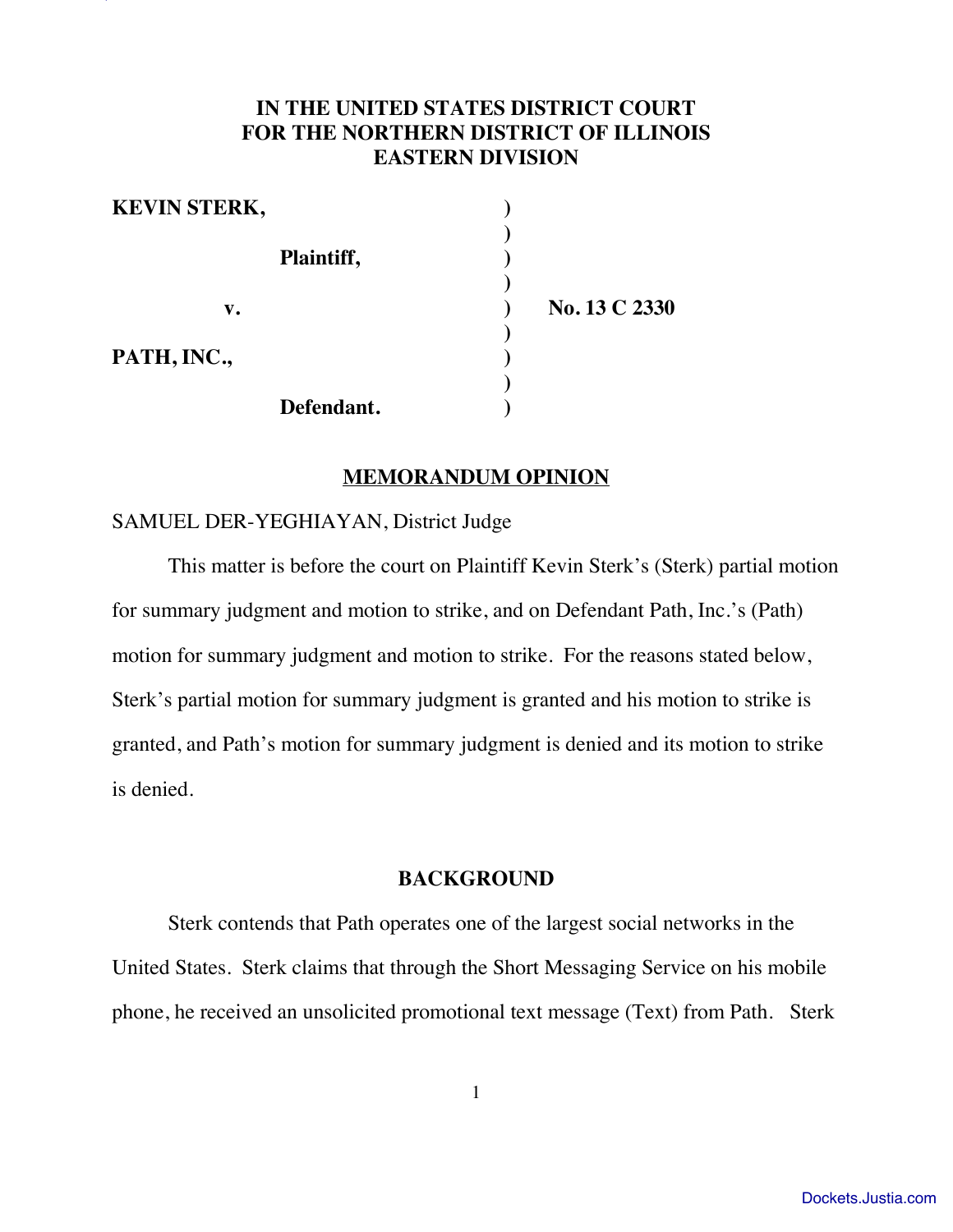# IN THE UNITED STATES DISTRICT COURT FOR THE NORTHERN DISTRICT OF ILLINOIS EASTERN DIVISION

| | | |
|---|---|---|
| **KEVIN STERK,** | ) | |
| | ) | |
| **Plaintiff,** | ) | |
| | ) | |
| **v.** | ) | **No. 13 C 2330** |
| | ) | |
| **PATH, INC.,** | ) | |
| | ) | |
| **Defendant.** | ) | |

## MEMORANDUM OPINION

SAMUEL DER-YEGHIAYAN, District Judge

This matter is before the court on Plaintiff Kevin Sterk's (Sterk) partial motion for summary judgment and motion to strike, and on Defendant Path, Inc.'s (Path) motion for summary judgment and motion to strike. For the reasons stated below, Sterk's partial motion for summary judgment is granted and his motion to strike is granted, and Path's motion for summary judgment is denied and its motion to strike is denied.

## BACKGROUND

Sterk contends that Path operates one of the largest social networks in the United States. Sterk claims that through the Short Messaging Service on his mobile phone, he received an unsolicited promotional text message (Text) from Path. Sterk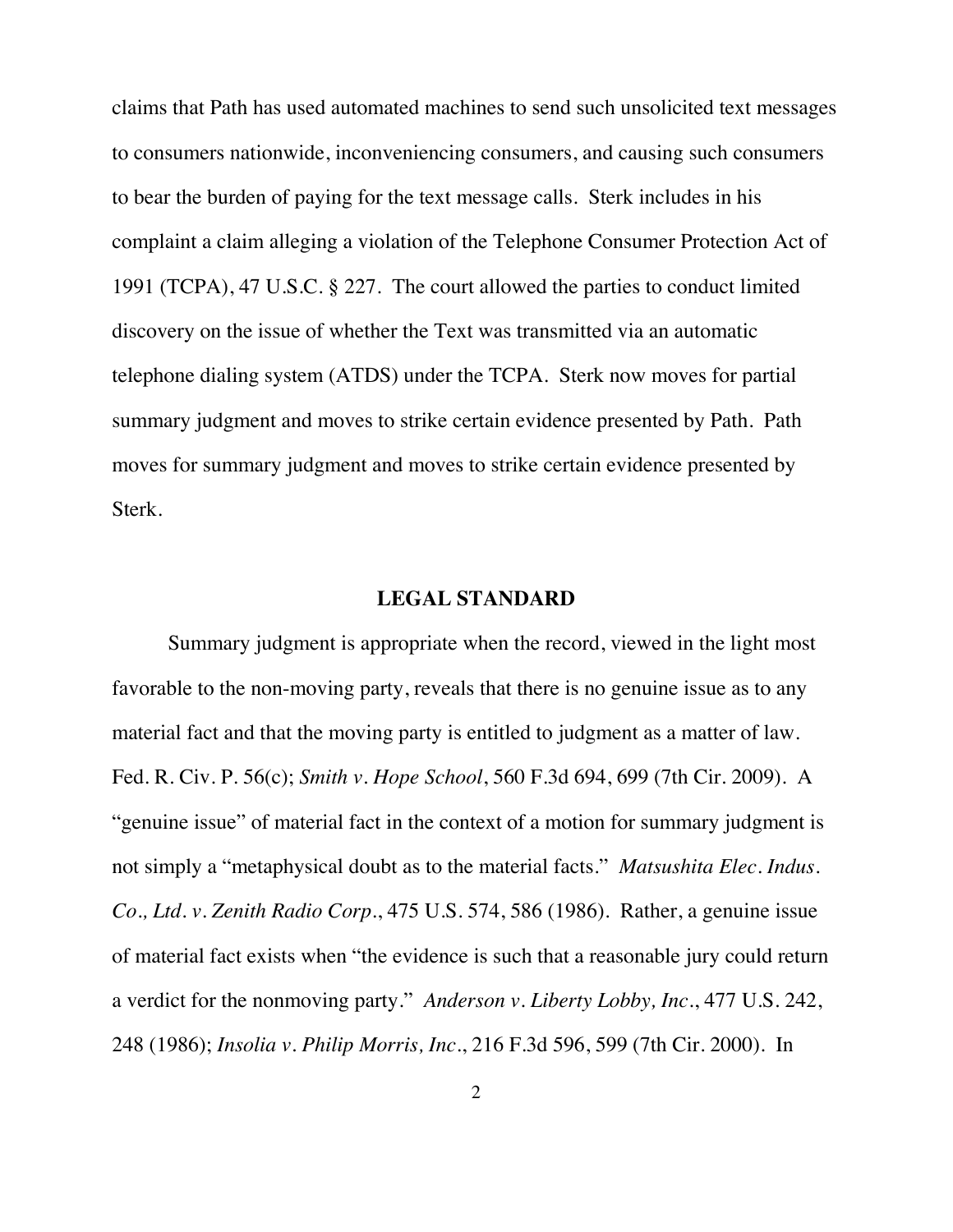claims that Path has used automated machines to send such unsolicited text messages to consumers nationwide, inconveniencing consumers, and causing such consumers to bear the burden of paying for the text message calls. Sterk includes in his complaint a claim alleging a violation of the Telephone Consumer Protection Act of 1991 (TCPA), 47 U.S.C. § 227. The court allowed the parties to conduct limited discovery on the issue of whether the Text was transmitted via an automatic telephone dialing system (ATDS) under the TCPA. Sterk now moves for partial summary judgment and moves to strike certain evidence presented by Path. Path moves for summary judgment and moves to strike certain evidence presented by Sterk.

## LEGAL STANDARD

Summary judgment is appropriate when the record, viewed in the light most favorable to the non-moving party, reveals that there is no genuine issue as to any material fact and that the moving party is entitled to judgment as a matter of law. Fed. R. Civ. P. 56(c); *Smith v. Hope School*, 560 F.3d 694, 699 (7th Cir. 2009). A "genuine issue" of material fact in the context of a motion for summary judgment is not simply a "metaphysical doubt as to the material facts." *Matsushita Elec. Indus. Co., Ltd. v. Zenith Radio Corp.*, 475 U.S. 574, 586 (1986). Rather, a genuine issue of material fact exists when "the evidence is such that a reasonable jury could return a verdict for the nonmoving party." *Anderson v. Liberty Lobby, Inc.*, 477 U.S. 242, 248 (1986); *Insolia v. Philip Morris, Inc.*, 216 F.3d 596, 599 (7th Cir. 2000). In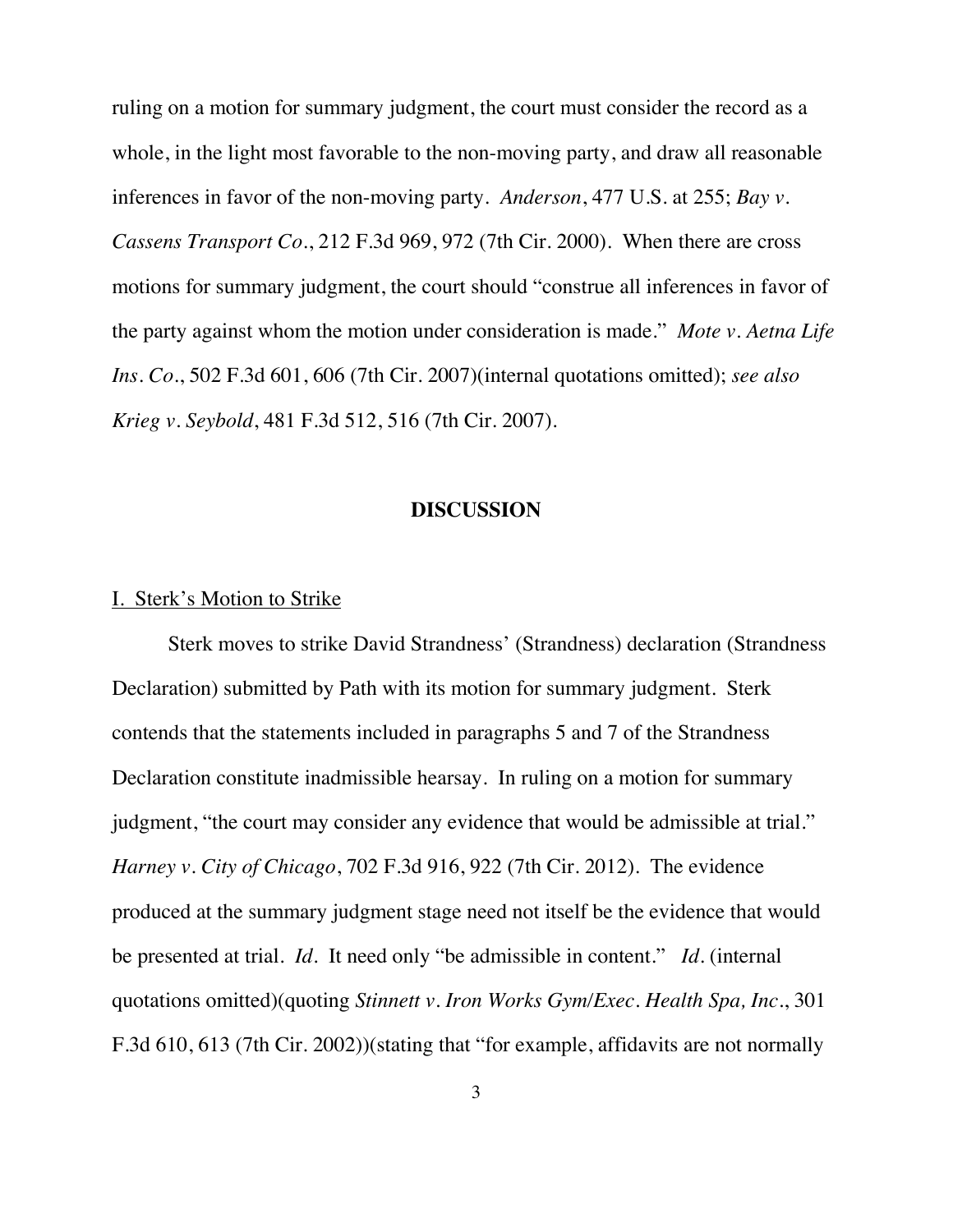ruling on a motion for summary judgment, the court must consider the record as a whole, in the light most favorable to the non-moving party, and draw all reasonable inferences in favor of the non-moving party. *Anderson*, 477 U.S. at 255; *Bay v. Cassens Transport Co.*, 212 F.3d 969, 972 (7th Cir. 2000). When there are cross motions for summary judgment, the court should "construe all inferences in favor of the party against whom the motion under consideration is made." *Mote v. Aetna Life Ins. Co.*, 502 F.3d 601, 606 (7th Cir. 2007)(internal quotations omitted); *see also Krieg v. Seybold*, 481 F.3d 512, 516 (7th Cir. 2007).

## DISCUSSION

### I. Sterk's Motion to Strike

Sterk moves to strike David Strandness' (Strandness) declaration (Strandness Declaration) submitted by Path with its motion for summary judgment. Sterk contends that the statements included in paragraphs 5 and 7 of the Strandness Declaration constitute inadmissible hearsay. In ruling on a motion for summary judgment, "the court may consider any evidence that would be admissible at trial." *Harney v. City of Chicago*, 702 F.3d 916, 922 (7th Cir. 2012). The evidence produced at the summary judgment stage need not itself be the evidence that would be presented at trial. *Id.* It need only "be admissible in content." *Id.* (internal quotations omitted)(quoting *Stinnett v. Iron Works Gym/Exec. Health Spa, Inc.*, 301 F.3d 610, 613 (7th Cir. 2002))(stating that "for example, affidavits are not normally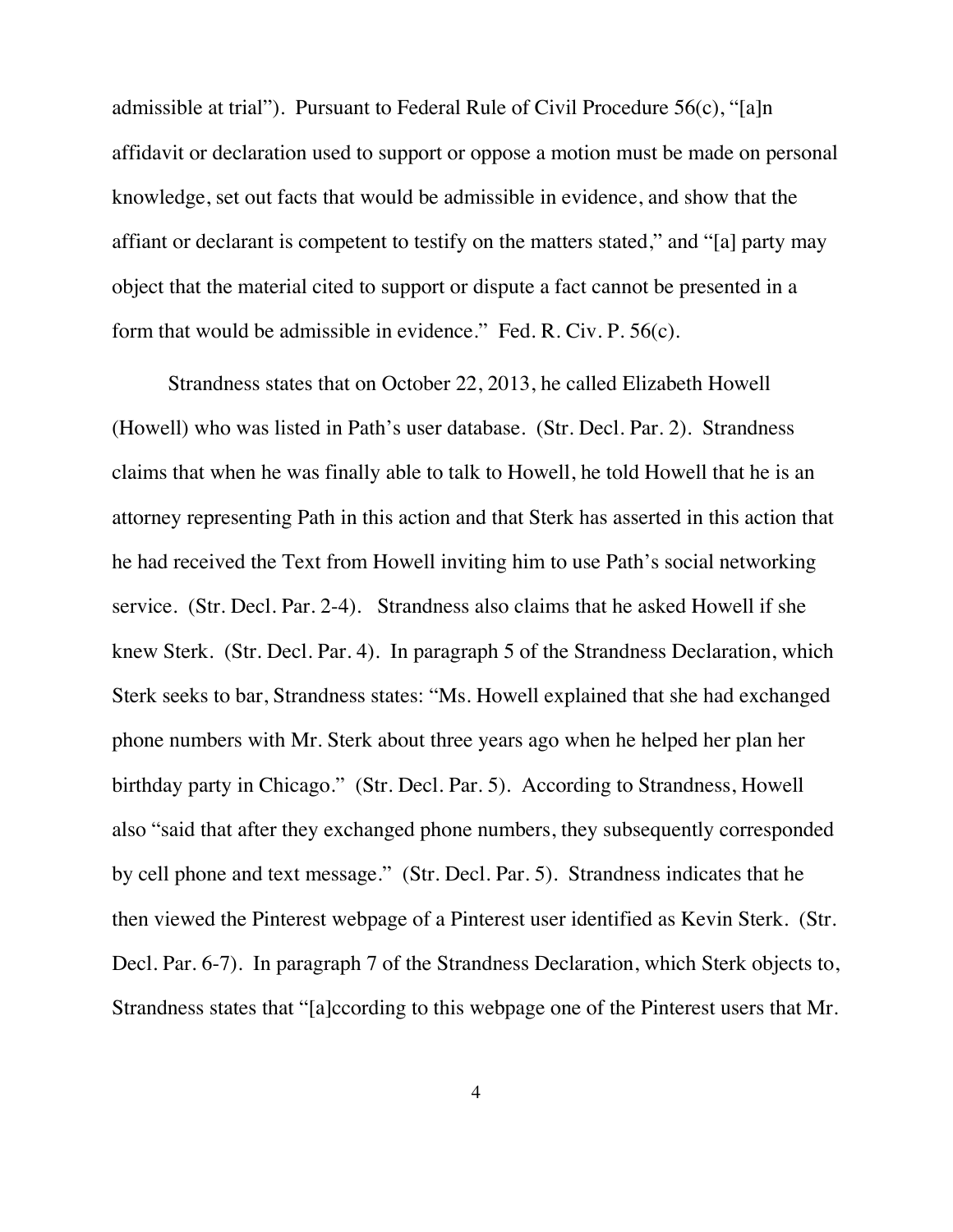admissible at trial"). Pursuant to Federal Rule of Civil Procedure 56(c), "[a]n affidavit or declaration used to support or oppose a motion must be made on personal knowledge, set out facts that would be admissible in evidence, and show that the affiant or declarant is competent to testify on the matters stated," and "[a] party may object that the material cited to support or dispute a fact cannot be presented in a form that would be admissible in evidence." Fed. R. Civ. P. 56(c).

Strandness states that on October 22, 2013, he called Elizabeth Howell (Howell) who was listed in Path's user database. (Str. Decl. Par. 2). Strandness claims that when he was finally able to talk to Howell, he told Howell that he is an attorney representing Path in this action and that Sterk has asserted in this action that he had received the Text from Howell inviting him to use Path's social networking service. (Str. Decl. Par. 2-4). Strandness also claims that he asked Howell if she knew Sterk. (Str. Decl. Par. 4). In paragraph 5 of the Strandness Declaration, which Sterk seeks to bar, Strandness states: "Ms. Howell explained that she had exchanged phone numbers with Mr. Sterk about three years ago when he helped her plan her birthday party in Chicago." (Str. Decl. Par. 5). According to Strandness, Howell also "said that after they exchanged phone numbers, they subsequently corresponded by cell phone and text message." (Str. Decl. Par. 5). Strandness indicates that he then viewed the Pinterest webpage of a Pinterest user identified as Kevin Sterk. (Str. Decl. Par. 6-7). In paragraph 7 of the Strandness Declaration, which Sterk objects to, Strandness states that "[a]ccording to this webpage one of the Pinterest users that Mr.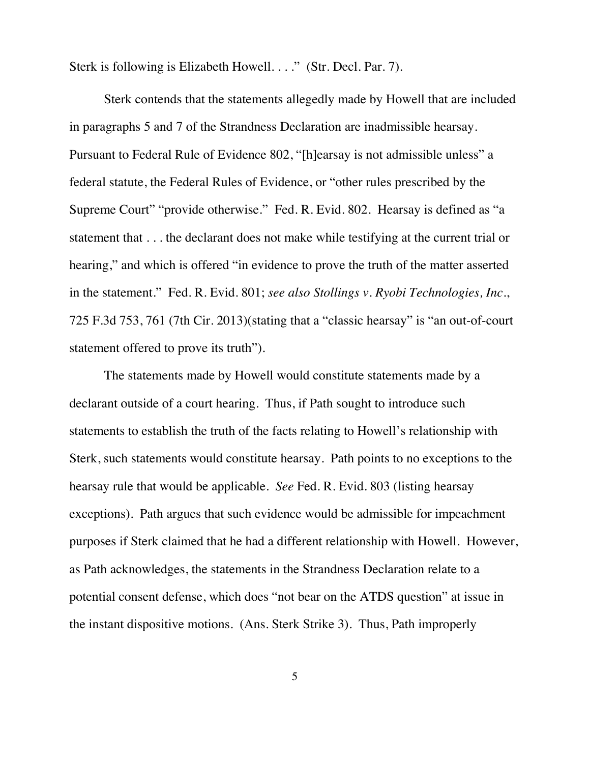Sterk is following is Elizabeth Howell. . . ." (Str. Decl. Par. 7).

Sterk contends that the statements allegedly made by Howell that are included in paragraphs 5 and 7 of the Strandness Declaration are inadmissible hearsay. Pursuant to Federal Rule of Evidence 802, "[h]earsay is not admissible unless" a federal statute, the Federal Rules of Evidence, or "other rules prescribed by the Supreme Court" "provide otherwise." Fed. R. Evid. 802. Hearsay is defined as "a statement that . . . the declarant does not make while testifying at the current trial or hearing," and which is offered "in evidence to prove the truth of the matter asserted in the statement." Fed. R. Evid. 801; *see also Stollings v. Ryobi Technologies, Inc.*, 725 F.3d 753, 761 (7th Cir. 2013)(stating that a "classic hearsay" is "an out-of-court statement offered to prove its truth").

The statements made by Howell would constitute statements made by a declarant outside of a court hearing. Thus, if Path sought to introduce such statements to establish the truth of the facts relating to Howell's relationship with Sterk, such statements would constitute hearsay. Path points to no exceptions to the hearsay rule that would be applicable. *See* Fed. R. Evid. 803 (listing hearsay exceptions). Path argues that such evidence would be admissible for impeachment purposes if Sterk claimed that he had a different relationship with Howell. However, as Path acknowledges, the statements in the Strandness Declaration relate to a potential consent defense, which does "not bear on the ATDS question" at issue in the instant dispositive motions. (Ans. Sterk Strike 3). Thus, Path improperly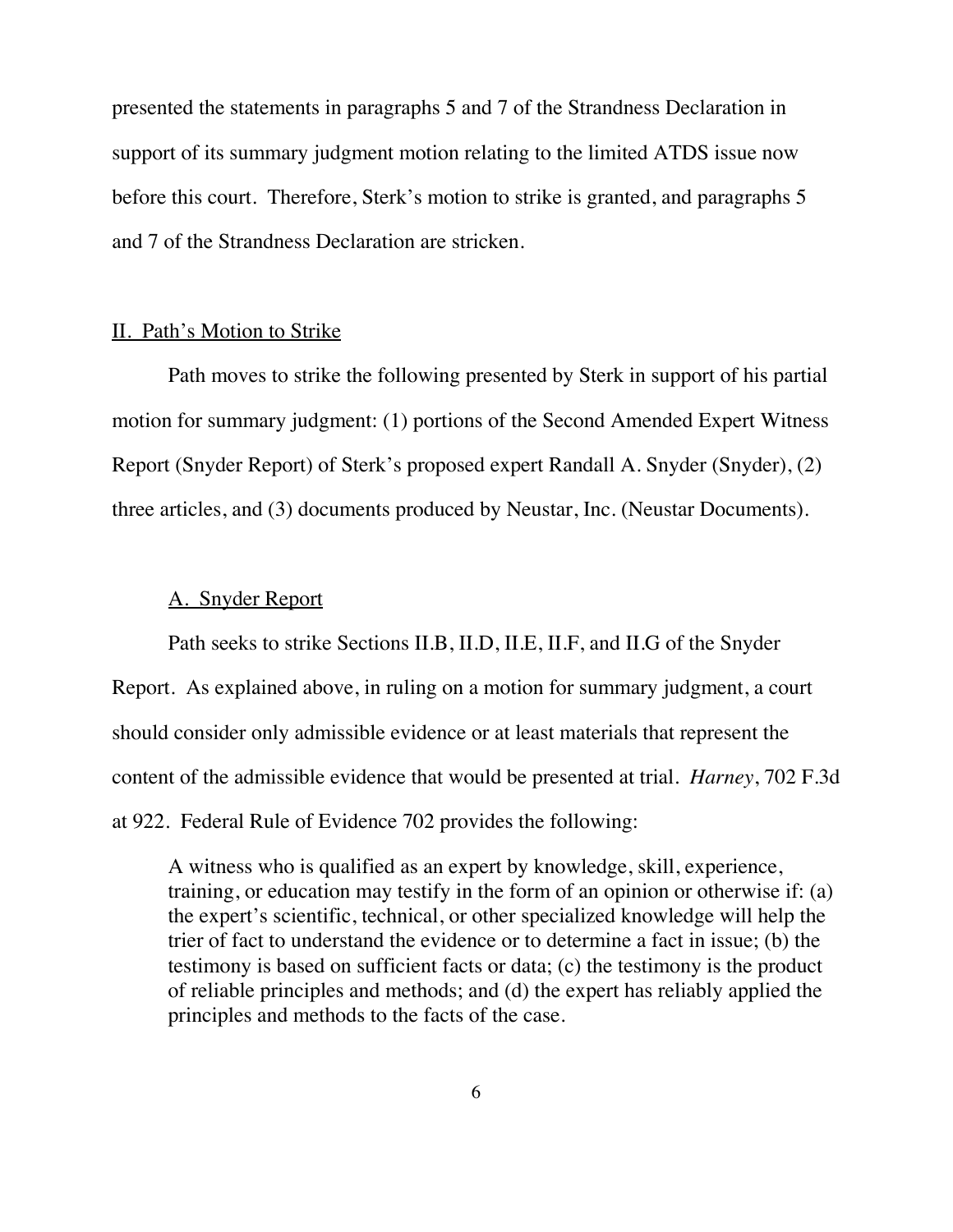presented the statements in paragraphs 5 and 7 of the Strandness Declaration in support of its summary judgment motion relating to the limited ATDS issue now before this court. Therefore, Sterk's motion to strike is granted, and paragraphs 5 and 7 of the Strandness Declaration are stricken.

## II. Path's Motion to Strike

Path moves to strike the following presented by Sterk in support of his partial motion for summary judgment: (1) portions of the Second Amended Expert Witness Report (Snyder Report) of Sterk's proposed expert Randall A. Snyder (Snyder), (2) three articles, and (3) documents produced by Neustar, Inc. (Neustar Documents).

### A. Snyder Report

Path seeks to strike Sections II.B, II.D, II.E, II.F, and II.G of the Snyder Report. As explained above, in ruling on a motion for summary judgment, a court should consider only admissible evidence or at least materials that represent the content of the admissible evidence that would be presented at trial. *Harney*, 702 F.3d at 922. Federal Rule of Evidence 702 provides the following:

> A witness who is qualified as an expert by knowledge, skill, experience, training, or education may testify in the form of an opinion or otherwise if: (a) the expert's scientific, technical, or other specialized knowledge will help the trier of fact to understand the evidence or to determine a fact in issue; (b) the testimony is based on sufficient facts or data; (c) the testimony is the product of reliable principles and methods; and (d) the expert has reliably applied the principles and methods to the facts of the case.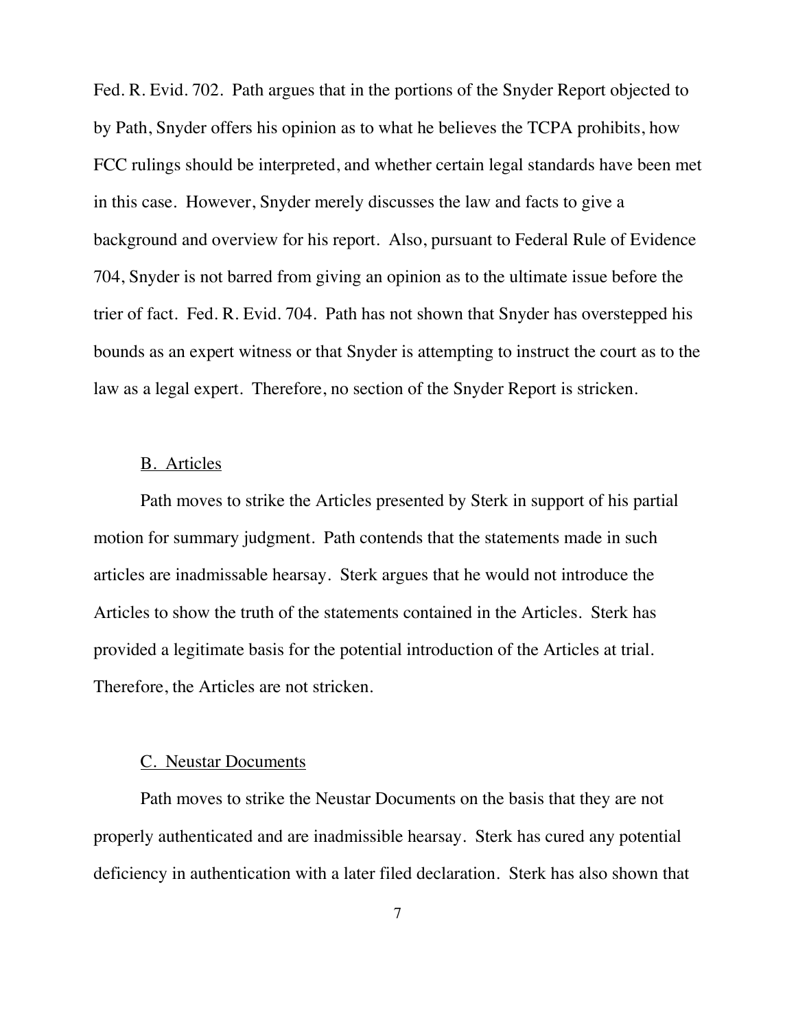Fed. R. Evid. 702. Path argues that in the portions of the Snyder Report objected to by Path, Snyder offers his opinion as to what he believes the TCPA prohibits, how FCC rulings should be interpreted, and whether certain legal standards have been met in this case. However, Snyder merely discusses the law and facts to give a background and overview for his report. Also, pursuant to Federal Rule of Evidence 704, Snyder is not barred from giving an opinion as to the ultimate issue before the trier of fact. Fed. R. Evid. 704. Path has not shown that Snyder has overstepped his bounds as an expert witness or that Snyder is attempting to instruct the court as to the law as a legal expert. Therefore, no section of the Snyder Report is stricken.

B. Articles

Path moves to strike the Articles presented by Sterk in support of his partial motion for summary judgment. Path contends that the statements made in such articles are inadmissable hearsay. Sterk argues that he would not introduce the Articles to show the truth of the statements contained in the Articles. Sterk has provided a legitimate basis for the potential introduction of the Articles at trial. Therefore, the Articles are not stricken.

C. Neustar Documents

Path moves to strike the Neustar Documents on the basis that they are not properly authenticated and are inadmissible hearsay. Sterk has cured any potential deficiency in authentication with a later filed declaration. Sterk has also shown that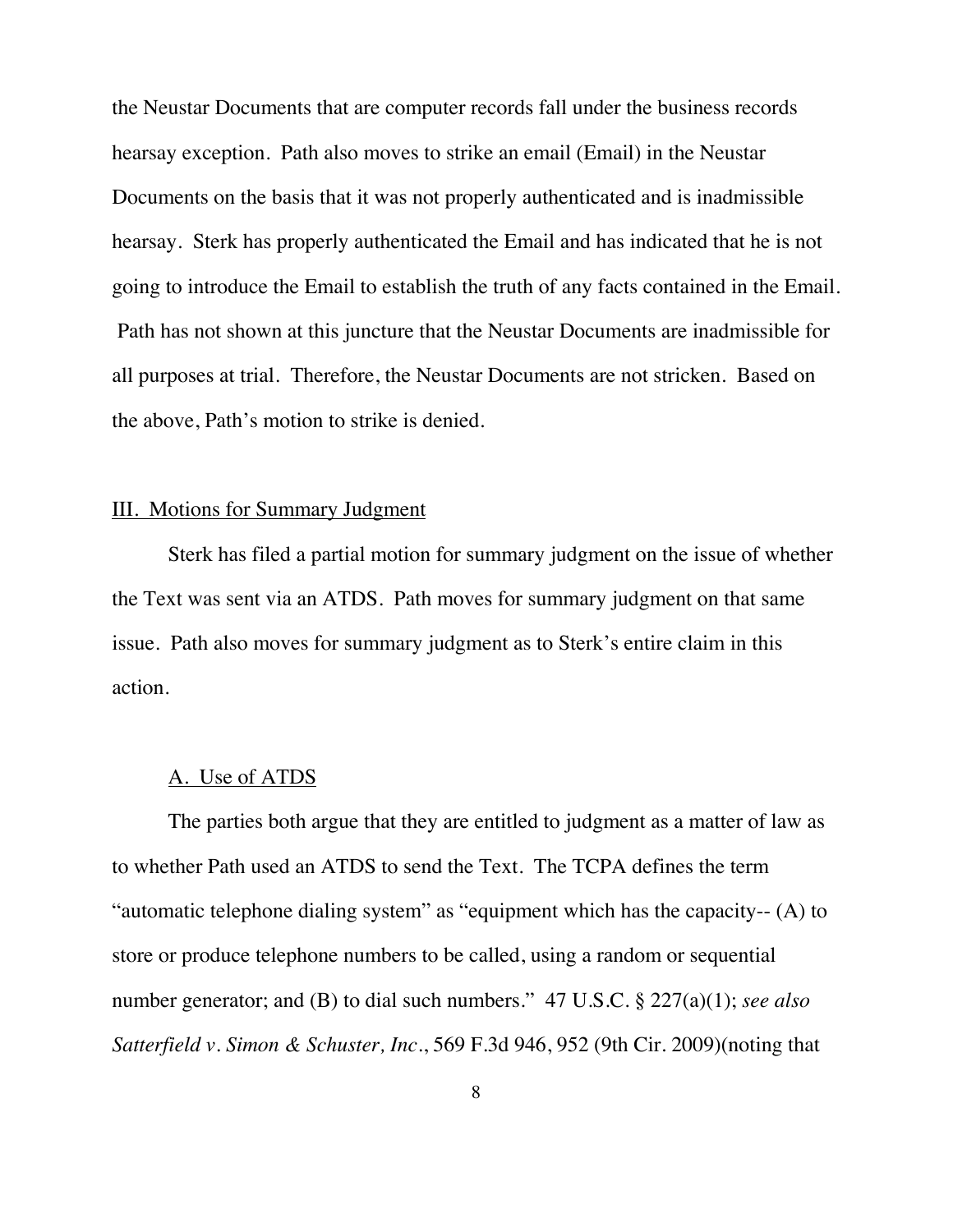the Neustar Documents that are computer records fall under the business records hearsay exception. Path also moves to strike an email (Email) in the Neustar Documents on the basis that it was not properly authenticated and is inadmissible hearsay. Sterk has properly authenticated the Email and has indicated that he is not going to introduce the Email to establish the truth of any facts contained in the Email. Path has not shown at this juncture that the Neustar Documents are inadmissible for all purposes at trial. Therefore, the Neustar Documents are not stricken. Based on the above, Path's motion to strike is denied.

## III. Motions for Summary Judgment

Sterk has filed a partial motion for summary judgment on the issue of whether the Text was sent via an ATDS. Path moves for summary judgment on that same issue. Path also moves for summary judgment as to Sterk's entire claim in this action.

### A. Use of ATDS

The parties both argue that they are entitled to judgment as a matter of law as to whether Path used an ATDS to send the Text. The TCPA defines the term "automatic telephone dialing system" as "equipment which has the capacity-- (A) to store or produce telephone numbers to be called, using a random or sequential number generator; and (B) to dial such numbers." 47 U.S.C. § 227(a)(1); *see also Satterfield v. Simon & Schuster, Inc.*, 569 F.3d 946, 952 (9th Cir. 2009)(noting that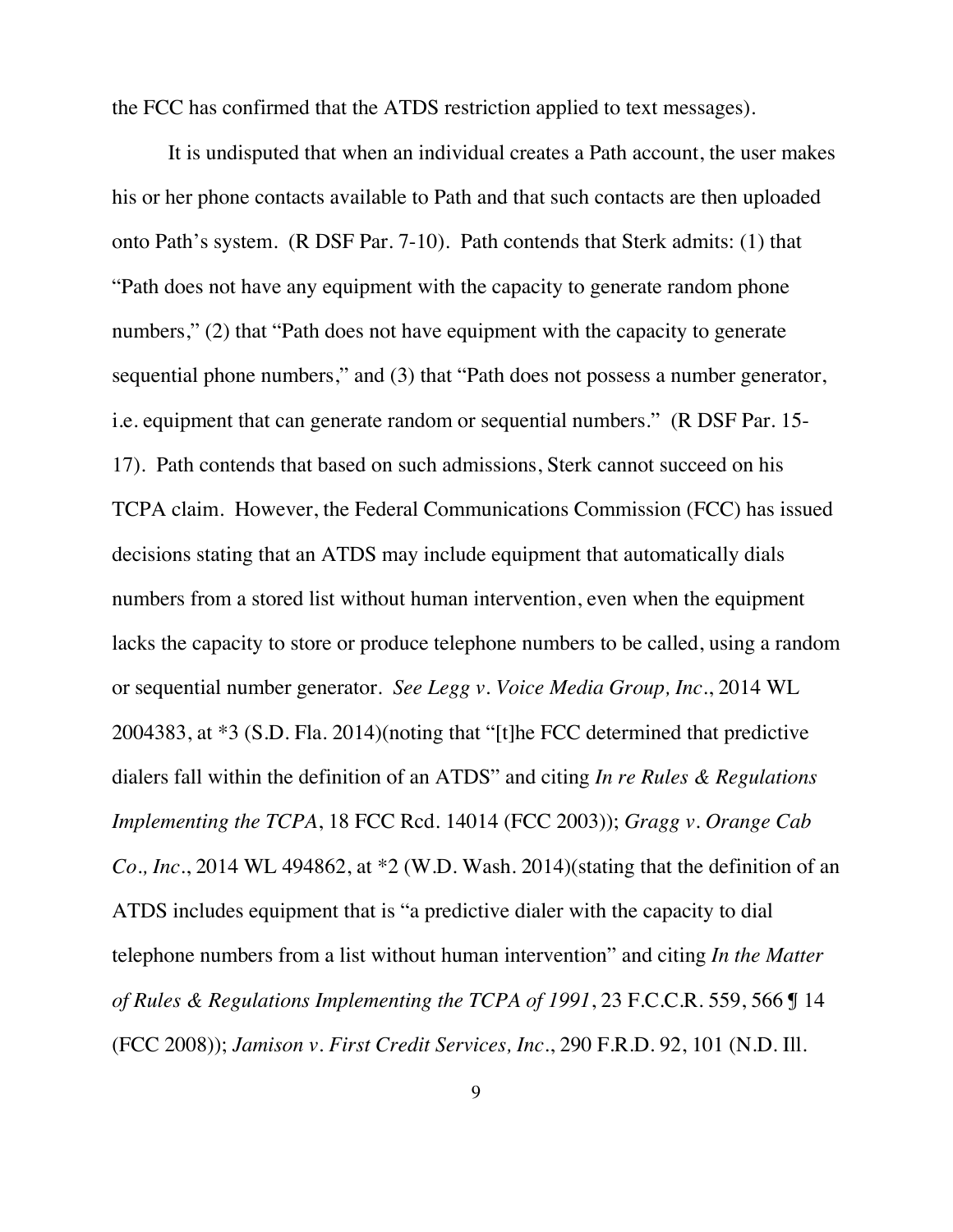the FCC has confirmed that the ATDS restriction applied to text messages).

It is undisputed that when an individual creates a Path account, the user makes his or her phone contacts available to Path and that such contacts are then uploaded onto Path's system. (R DSF Par. 7-10). Path contends that Sterk admits: (1) that "Path does not have any equipment with the capacity to generate random phone numbers," (2) that "Path does not have equipment with the capacity to generate sequential phone numbers," and (3) that "Path does not possess a number generator, i.e. equipment that can generate random or sequential numbers." (R DSF Par. 15-17). Path contends that based on such admissions, Sterk cannot succeed on his TCPA claim. However, the Federal Communications Commission (FCC) has issued decisions stating that an ATDS may include equipment that automatically dials numbers from a stored list without human intervention, even when the equipment lacks the capacity to store or produce telephone numbers to be called, using a random or sequential number generator. *See Legg v. Voice Media Group, Inc.*, 2014 WL 2004383, at *3 (S.D. Fla. 2014)(noting that "[t]he FCC determined that predictive dialers fall within the definition of an ATDS" and citing *In re Rules & Regulations Implementing the TCPA*, 18 FCC Rcd. 14014 (FCC 2003)); *Gragg v. Orange Cab Co., Inc.*, 2014 WL 494862, at *2 (W.D. Wash. 2014)(stating that the definition of an ATDS includes equipment that is "a predictive dialer with the capacity to dial telephone numbers from a list without human intervention" and citing *In the Matter of Rules & Regulations Implementing the TCPA of 1991*, 23 F.C.C.R. 559, 566 ¶ 14 (FCC 2008)); *Jamison v. First Credit Services, Inc.*, 290 F.R.D. 92, 101 (N.D. Ill.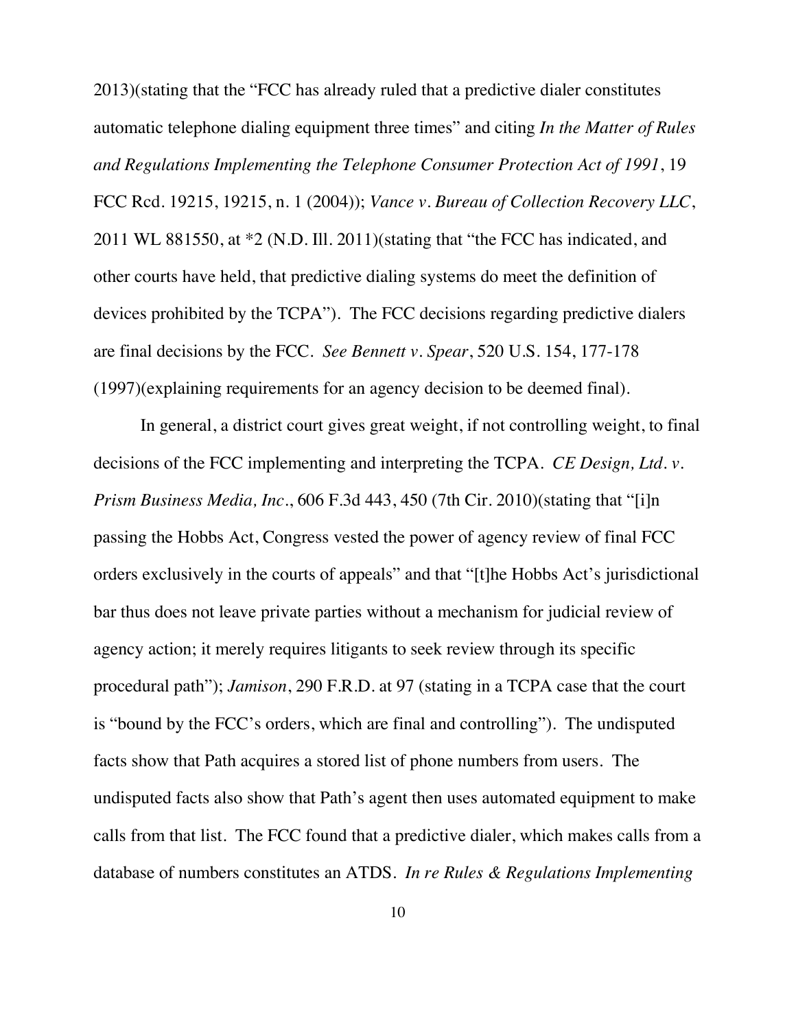2013)(stating that the "FCC has already ruled that a predictive dialer constitutes automatic telephone dialing equipment three times" and citing *In the Matter of Rules and Regulations Implementing the Telephone Consumer Protection Act of 1991*, 19 FCC Rcd. 19215, 19215, n. 1 (2004)); *Vance v. Bureau of Collection Recovery LLC*, 2011 WL 881550, at *2 (N.D. Ill. 2011)(stating that "the FCC has indicated, and other courts have held, that predictive dialing systems do meet the definition of devices prohibited by the TCPA"). The FCC decisions regarding predictive dialers are final decisions by the FCC. *See Bennett v. Spear*, 520 U.S. 154, 177-178 (1997)(explaining requirements for an agency decision to be deemed final).

In general, a district court gives great weight, if not controlling weight, to final decisions of the FCC implementing and interpreting the TCPA. *CE Design, Ltd. v. Prism Business Media, Inc.*, 606 F.3d 443, 450 (7th Cir. 2010)(stating that "[i]n passing the Hobbs Act, Congress vested the power of agency review of final FCC orders exclusively in the courts of appeals" and that "[t]he Hobbs Act's jurisdictional bar thus does not leave private parties without a mechanism for judicial review of agency action; it merely requires litigants to seek review through its specific procedural path"); *Jamison*, 290 F.R.D. at 97 (stating in a TCPA case that the court is "bound by the FCC's orders, which are final and controlling"). The undisputed facts show that Path acquires a stored list of phone numbers from users. The undisputed facts also show that Path's agent then uses automated equipment to make calls from that list. The FCC found that a predictive dialer, which makes calls from a database of numbers constitutes an ATDS. *In re Rules & Regulations Implementing*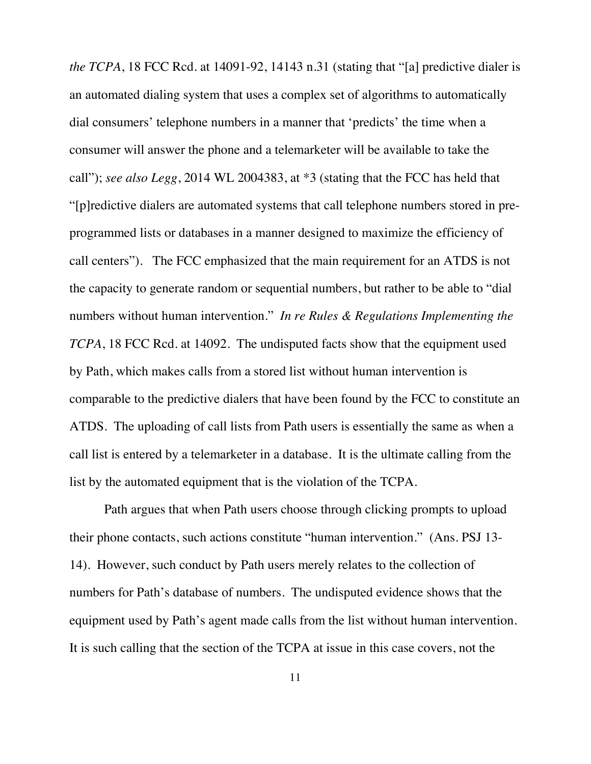*the TCPA*, 18 FCC Rcd. at 14091-92, 14143 n.31 (stating that "[a] predictive dialer is an automated dialing system that uses a complex set of algorithms to automatically dial consumers' telephone numbers in a manner that 'predicts' the time when a consumer will answer the phone and a telemarketer will be available to take the call"); *see also Legg*, 2014 WL 2004383, at *3 (stating that the FCC has held that "[p]redictive dialers are automated systems that call telephone numbers stored in pre-programmed lists or databases in a manner designed to maximize the efficiency of call centers"). The FCC emphasized that the main requirement for an ATDS is not the capacity to generate random or sequential numbers, but rather to be able to "dial numbers without human intervention." *In re Rules & Regulations Implementing the TCPA*, 18 FCC Rcd. at 14092. The undisputed facts show that the equipment used by Path, which makes calls from a stored list without human intervention is comparable to the predictive dialers that have been found by the FCC to constitute an ATDS. The uploading of call lists from Path users is essentially the same as when a call list is entered by a telemarketer in a database. It is the ultimate calling from the list by the automated equipment that is the violation of the TCPA.

Path argues that when Path users choose through clicking prompts to upload their phone contacts, such actions constitute "human intervention." (Ans. PSJ 13-14). However, such conduct by Path users merely relates to the collection of numbers for Path's database of numbers. The undisputed evidence shows that the equipment used by Path's agent made calls from the list without human intervention. It is such calling that the section of the TCPA at issue in this case covers, not the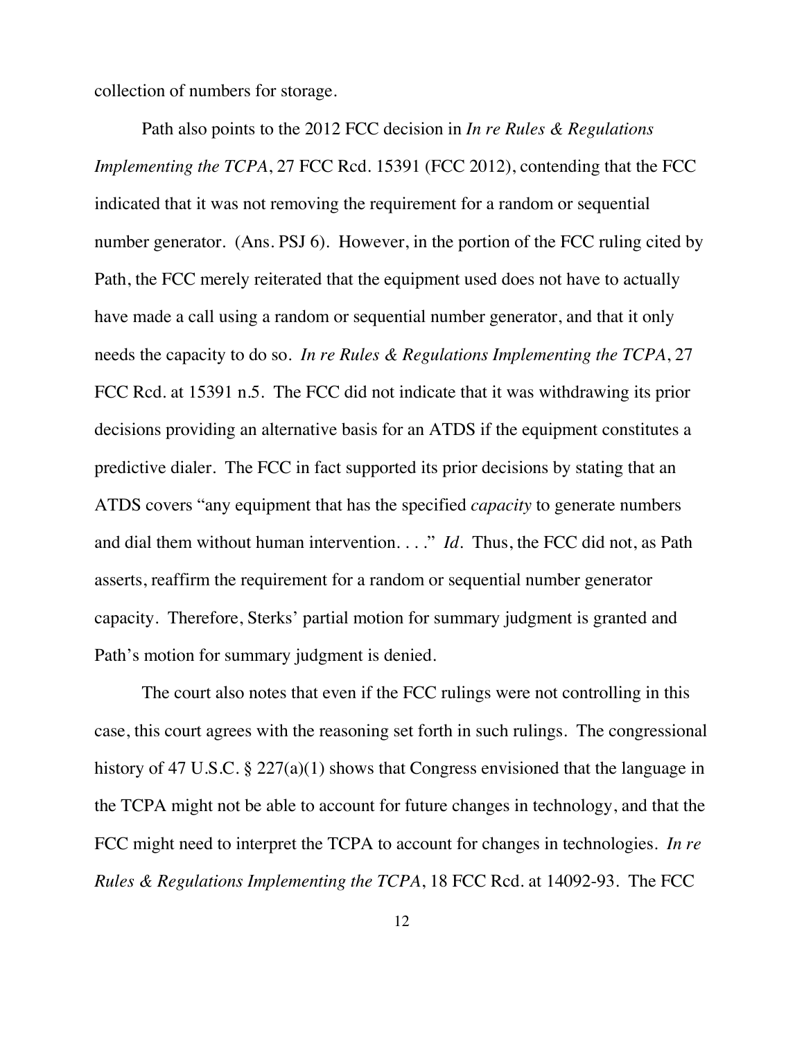collection of numbers for storage.

Path also points to the 2012 FCC decision in *In re Rules & Regulations Implementing the TCPA*, 27 FCC Rcd. 15391 (FCC 2012), contending that the FCC indicated that it was not removing the requirement for a random or sequential number generator. (Ans. PSJ 6). However, in the portion of the FCC ruling cited by Path, the FCC merely reiterated that the equipment used does not have to actually have made a call using a random or sequential number generator, and that it only needs the capacity to do so. *In re Rules & Regulations Implementing the TCPA*, 27 FCC Rcd. at 15391 n.5. The FCC did not indicate that it was withdrawing its prior decisions providing an alternative basis for an ATDS if the equipment constitutes a predictive dialer. The FCC in fact supported its prior decisions by stating that an ATDS covers "any equipment that has the specified *capacity* to generate numbers and dial them without human intervention. . . ." *Id.* Thus, the FCC did not, as Path asserts, reaffirm the requirement for a random or sequential number generator capacity. Therefore, Sterks' partial motion for summary judgment is granted and Path's motion for summary judgment is denied.

The court also notes that even if the FCC rulings were not controlling in this case, this court agrees with the reasoning set forth in such rulings. The congressional history of 47 U.S.C. § 227(a)(1) shows that Congress envisioned that the language in the TCPA might not be able to account for future changes in technology, and that the FCC might need to interpret the TCPA to account for changes in technologies. *In re Rules & Regulations Implementing the TCPA*, 18 FCC Rcd. at 14092-93. The FCC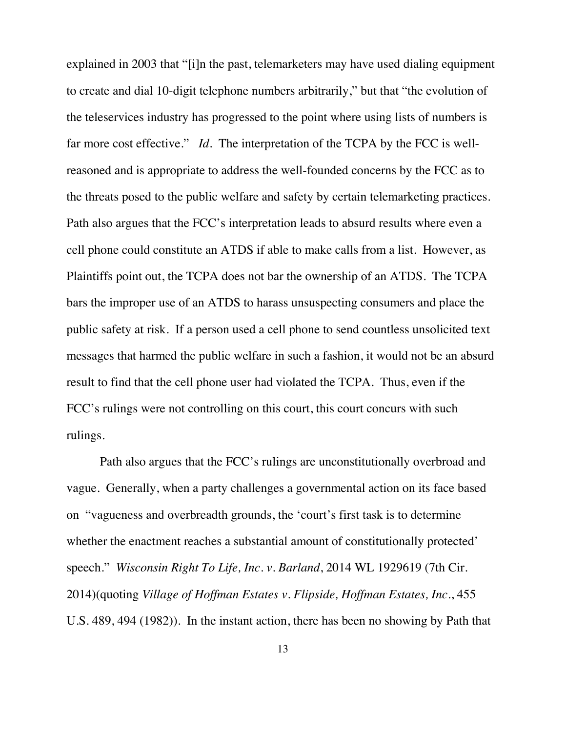explained in 2003 that "[i]n the past, telemarketers may have used dialing equipment to create and dial 10-digit telephone numbers arbitrarily," but that "the evolution of the teleservices industry has progressed to the point where using lists of numbers is far more cost effective." *Id*. The interpretation of the TCPA by the FCC is well-reasoned and is appropriate to address the well-founded concerns by the FCC as to the threats posed to the public welfare and safety by certain telemarketing practices. Path also argues that the FCC's interpretation leads to absurd results where even a cell phone could constitute an ATDS if able to make calls from a list. However, as Plaintiffs point out, the TCPA does not bar the ownership of an ATDS. The TCPA bars the improper use of an ATDS to harass unsuspecting consumers and place the public safety at risk. If a person used a cell phone to send countless unsolicited text messages that harmed the public welfare in such a fashion, it would not be an absurd result to find that the cell phone user had violated the TCPA. Thus, even if the FCC's rulings were not controlling on this court, this court concurs with such rulings.

Path also argues that the FCC's rulings are unconstitutionally overbroad and vague. Generally, when a party challenges a governmental action on its face based on "vagueness and overbreadth grounds, the 'court's first task is to determine whether the enactment reaches a substantial amount of constitutionally protected' speech." *Wisconsin Right To Life, Inc. v. Barland*, 2014 WL 1929619 (7th Cir. 2014)(quoting *Village of Hoffman Estates v. Flipside, Hoffman Estates, Inc*., 455 U.S. 489, 494 (1982)). In the instant action, there has been no showing by Path that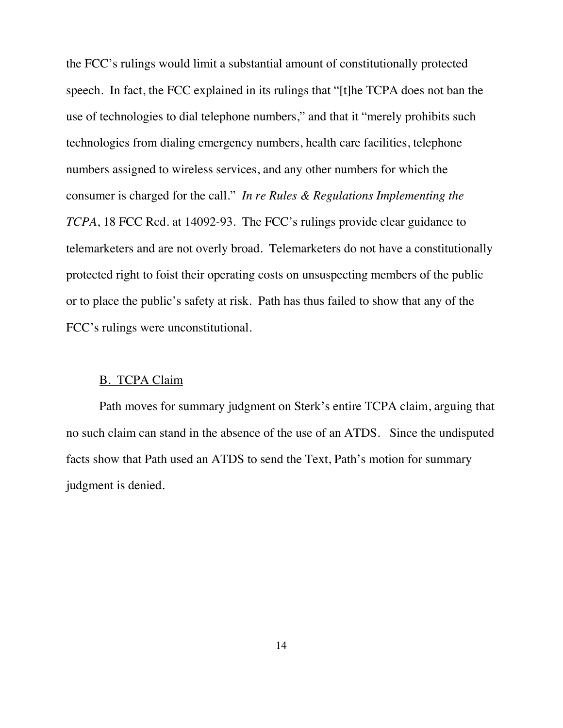the FCC's rulings would limit a substantial amount of constitutionally protected speech. In fact, the FCC explained in its rulings that "[t]he TCPA does not ban the use of technologies to dial telephone numbers," and that it "merely prohibits such technologies from dialing emergency numbers, health care facilities, telephone numbers assigned to wireless services, and any other numbers for which the consumer is charged for the call." *In re Rules & Regulations Implementing the TCPA*, 18 FCC Rcd. at 14092-93. The FCC's rulings provide clear guidance to telemarketers and are not overly broad. Telemarketers do not have a constitutionally protected right to foist their operating costs on unsuspecting members of the public or to place the public's safety at risk. Path has thus failed to show that any of the FCC's rulings were unconstitutional.

### B. TCPA Claim

Path moves for summary judgment on Sterk's entire TCPA claim, arguing that no such claim can stand in the absence of the use of an ATDS. Since the undisputed facts show that Path used an ATDS to send the Text, Path's motion for summary judgment is denied.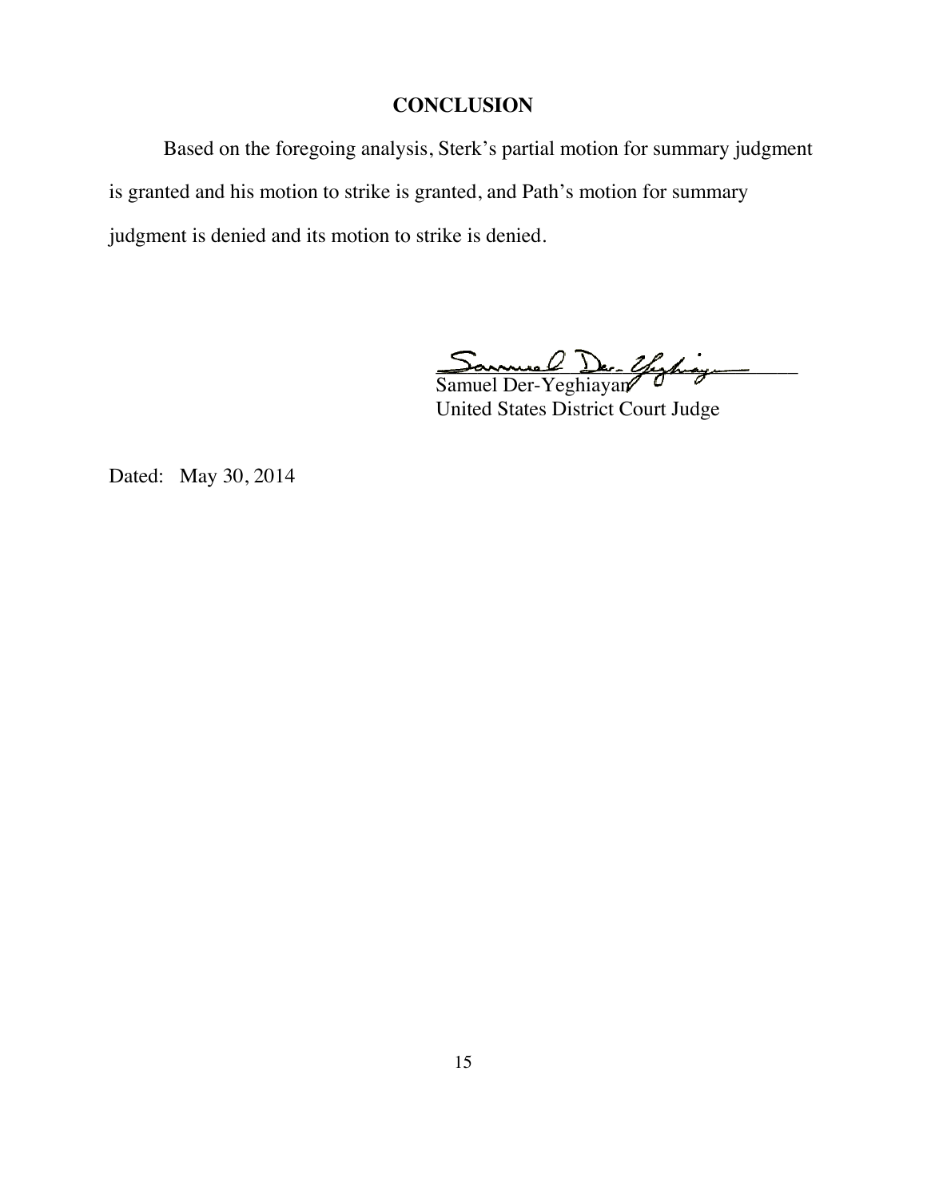## CONCLUSION

Based on the foregoing analysis, Sterk's partial motion for summary judgment is granted and his motion to strike is granted, and Path's motion for summary judgment is denied and its motion to strike is denied.

Samuel Der-Yeghiayan
United States District Court Judge

Dated: May 30, 2014